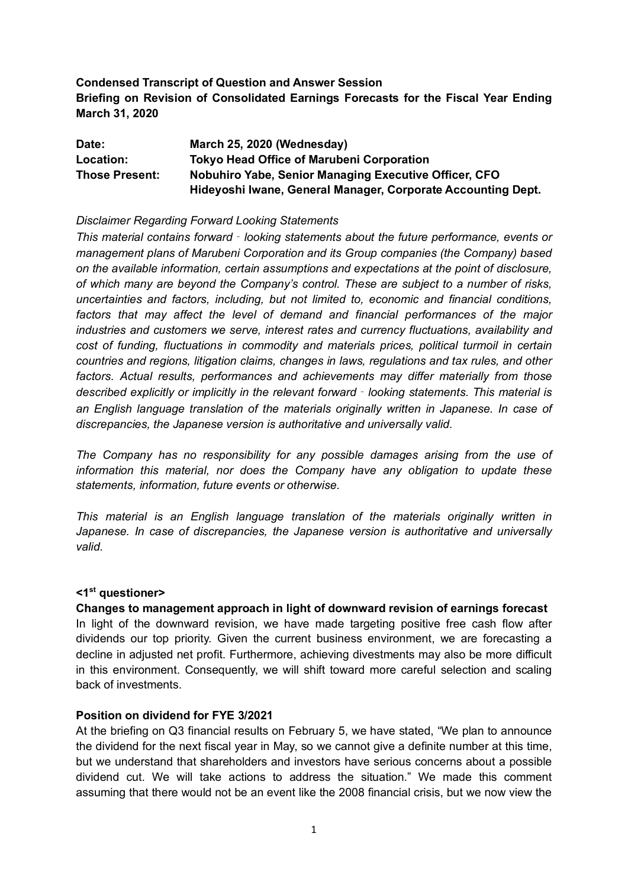**Condensed Transcript of Question and Answer Session**
**Briefing on Revision of Consolidated Earnings Forecasts for the Fiscal Year Ending March 31, 2020**

| | |
|---|---|
| **Date:** | **March 25, 2020 (Wednesday)** |
| **Location:** | **Tokyo Head Office of Marubeni Corporation** |
| **Those Present:** | **Nobuhiro Yabe, Senior Managing Executive Officer, CFO** <br> **Hideyoshi Iwane, General Manager, Corporate Accounting Dept.** |

*Disclaimer Regarding Forward Looking Statements*

*This material contains forward‐looking statements about the future performance, events or management plans of Marubeni Corporation and its Group companies (the Company) based on the available information, certain assumptions and expectations at the point of disclosure, of which many are beyond the Company's control. These are subject to a number of risks, uncertainties and factors, including, but not limited to, economic and financial conditions, factors that may affect the level of demand and financial performances of the major industries and customers we serve, interest rates and currency fluctuations, availability and cost of funding, fluctuations in commodity and materials prices, political turmoil in certain countries and regions, litigation claims, changes in laws, regulations and tax rules, and other factors. Actual results, performances and achievements may differ materially from those described explicitly or implicitly in the relevant forward‐looking statements. This material is an English language translation of the materials originally written in Japanese. In case of discrepancies, the Japanese version is authoritative and universally valid.*

*The Company has no responsibility for any possible damages arising from the use of information this material, nor does the Company have any obligation to update these statements, information, future events or otherwise.*

*This material is an English language translation of the materials originally written in Japanese. In case of discrepancies, the Japanese version is authoritative and universally valid.*

**<1st questioner>**

**Changes to management approach in light of downward revision of earnings forecast**

In light of the downward revision, we have made targeting positive free cash flow after dividends our top priority. Given the current business environment, we are forecasting a decline in adjusted net profit. Furthermore, achieving divestments may also be more difficult in this environment. Consequently, we will shift toward more careful selection and scaling back of investments.

**Position on dividend for FYE 3/2021**

At the briefing on Q3 financial results on February 5, we have stated, "We plan to announce the dividend for the next fiscal year in May, so we cannot give a definite number at this time, but we understand that shareholders and investors have serious concerns about a possible dividend cut. We will take actions to address the situation." We made this comment assuming that there would not be an event like the 2008 financial crisis, but we now view the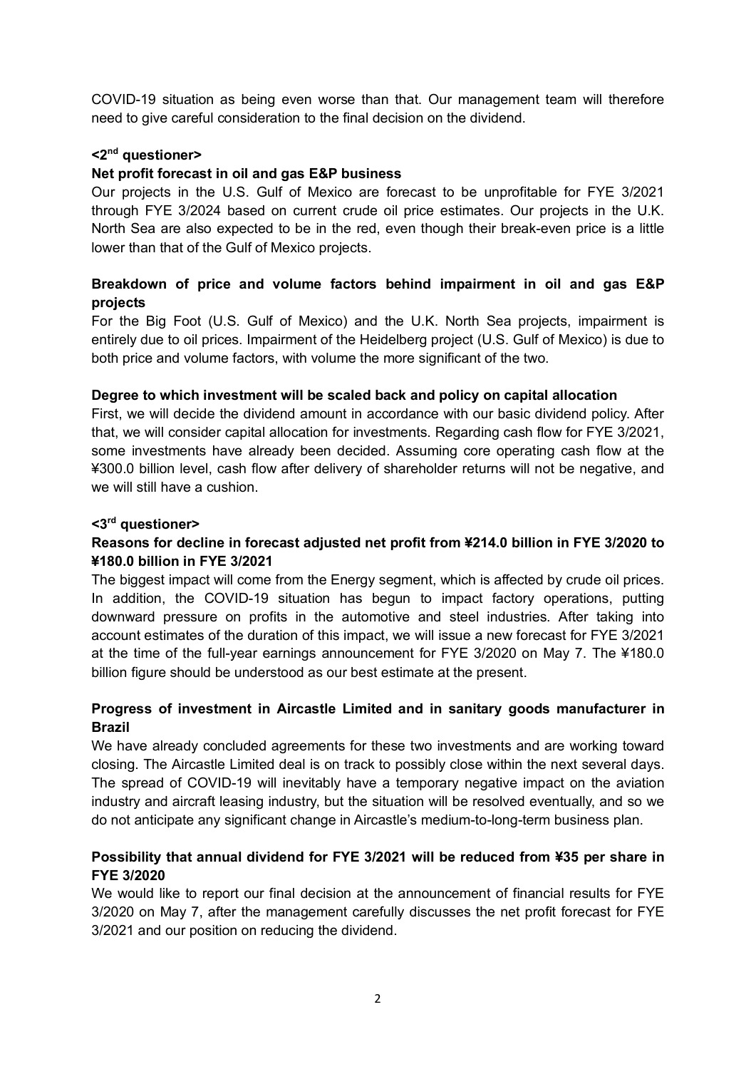COVID-19 situation as being even worse than that. Our management team will therefore need to give careful consideration to the final decision on the dividend.

**<2nd questioner>**

**Net profit forecast in oil and gas E&P business**

Our projects in the U.S. Gulf of Mexico are forecast to be unprofitable for FYE 3/2021 through FYE 3/2024 based on current crude oil price estimates. Our projects in the U.K. North Sea are also expected to be in the red, even though their break-even price is a little lower than that of the Gulf of Mexico projects.

**Breakdown of price and volume factors behind impairment in oil and gas E&P projects**

For the Big Foot (U.S. Gulf of Mexico) and the U.K. North Sea projects, impairment is entirely due to oil prices. Impairment of the Heidelberg project (U.S. Gulf of Mexico) is due to both price and volume factors, with volume the more significant of the two.

**Degree to which investment will be scaled back and policy on capital allocation**

First, we will decide the dividend amount in accordance with our basic dividend policy. After that, we will consider capital allocation for investments. Regarding cash flow for FYE 3/2021, some investments have already been decided. Assuming core operating cash flow at the ¥300.0 billion level, cash flow after delivery of shareholder returns will not be negative, and we will still have a cushion.

**<3rd questioner>**

**Reasons for decline in forecast adjusted net profit from ¥214.0 billion in FYE 3/2020 to ¥180.0 billion in FYE 3/2021**

The biggest impact will come from the Energy segment, which is affected by crude oil prices. In addition, the COVID-19 situation has begun to impact factory operations, putting downward pressure on profits in the automotive and steel industries. After taking into account estimates of the duration of this impact, we will issue a new forecast for FYE 3/2021 at the time of the full-year earnings announcement for FYE 3/2020 on May 7. The ¥180.0 billion figure should be understood as our best estimate at the present.

**Progress of investment in Aircastle Limited and in sanitary goods manufacturer in Brazil**

We have already concluded agreements for these two investments and are working toward closing. The Aircastle Limited deal is on track to possibly close within the next several days. The spread of COVID-19 will inevitably have a temporary negative impact on the aviation industry and aircraft leasing industry, but the situation will be resolved eventually, and so we do not anticipate any significant change in Aircastle's medium-to-long-term business plan.

**Possibility that annual dividend for FYE 3/2021 will be reduced from ¥35 per share in FYE 3/2020**

We would like to report our final decision at the announcement of financial results for FYE 3/2020 on May 7, after the management carefully discusses the net profit forecast for FYE 3/2021 and our position on reducing the dividend.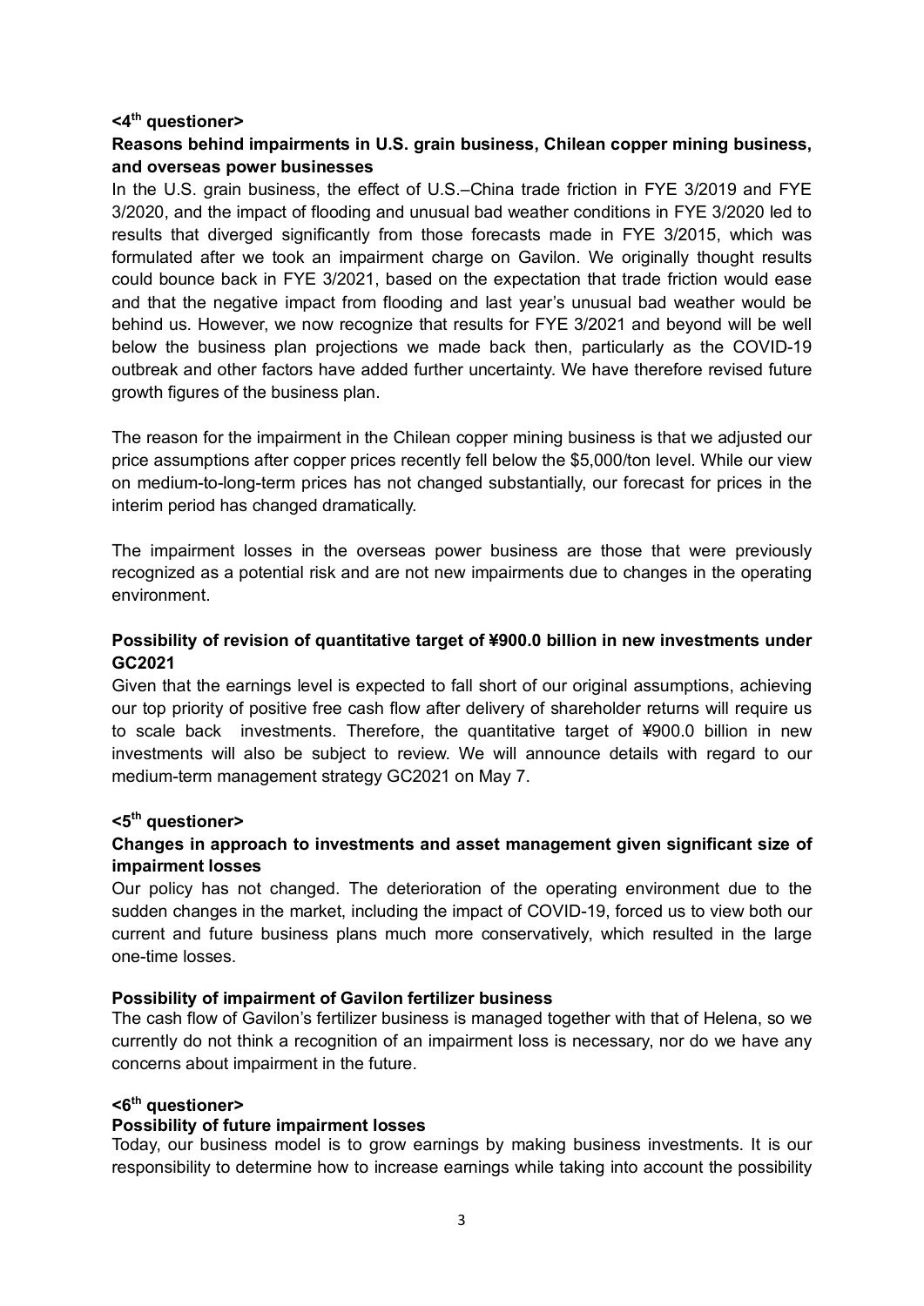**<4th questioner>**

**Reasons behind impairments in U.S. grain business, Chilean copper mining business, and overseas power businesses**

In the U.S. grain business, the effect of U.S.–China trade friction in FYE 3/2019 and FYE 3/2020, and the impact of flooding and unusual bad weather conditions in FYE 3/2020 led to results that diverged significantly from those forecasts made in FYE 3/2015, which was formulated after we took an impairment charge on Gavilon. We originally thought results could bounce back in FYE 3/2021, based on the expectation that trade friction would ease and that the negative impact from flooding and last year's unusual bad weather would be behind us. However, we now recognize that results for FYE 3/2021 and beyond will be well below the business plan projections we made back then, particularly as the COVID-19 outbreak and other factors have added further uncertainty. We have therefore revised future growth figures of the business plan.

The reason for the impairment in the Chilean copper mining business is that we adjusted our price assumptions after copper prices recently fell below the $5,000/ton level. While our view on medium-to-long-term prices has not changed substantially, our forecast for prices in the interim period has changed dramatically.

The impairment losses in the overseas power business are those that were previously recognized as a potential risk and are not new impairments due to changes in the operating environment.

**Possibility of revision of quantitative target of ¥900.0 billion in new investments under GC2021**

Given that the earnings level is expected to fall short of our original assumptions, achieving our top priority of positive free cash flow after delivery of shareholder returns will require us to scale back investments. Therefore, the quantitative target of ¥900.0 billion in new investments will also be subject to review. We will announce details with regard to our medium-term management strategy GC2021 on May 7.

**<5th questioner>**

**Changes in approach to investments and asset management given significant size of impairment losses**

Our policy has not changed. The deterioration of the operating environment due to the sudden changes in the market, including the impact of COVID-19, forced us to view both our current and future business plans much more conservatively, which resulted in the large one-time losses.

**Possibility of impairment of Gavilon fertilizer business**

The cash flow of Gavilon's fertilizer business is managed together with that of Helena, so we currently do not think a recognition of an impairment loss is necessary, nor do we have any concerns about impairment in the future.

**<6th questioner>**

**Possibility of future impairment losses**

Today, our business model is to grow earnings by making business investments. It is our responsibility to determine how to increase earnings while taking into account the possibility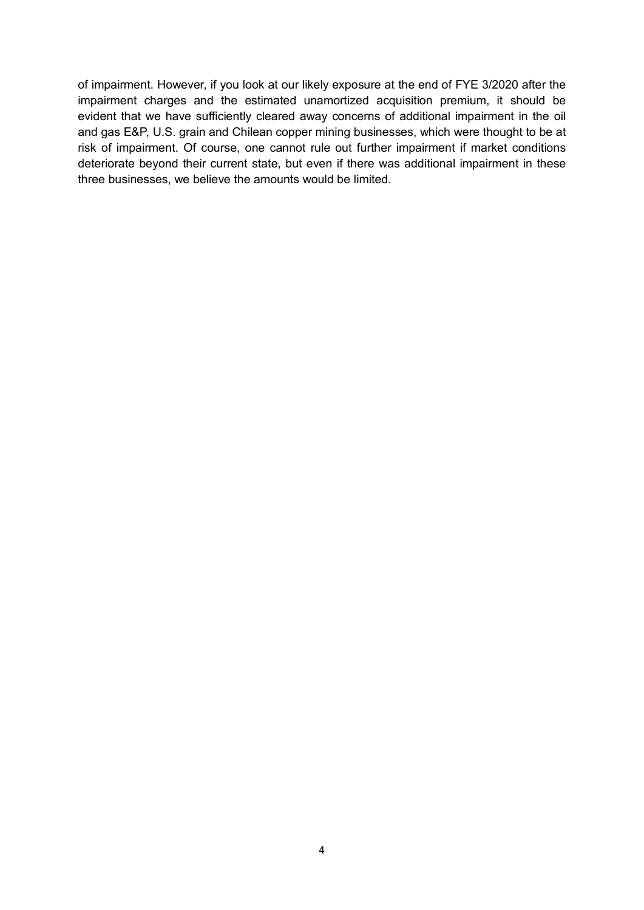of impairment. However, if you look at our likely exposure at the end of FYE 3/2020 after the impairment charges and the estimated unamortized acquisition premium, it should be evident that we have sufficiently cleared away concerns of additional impairment in the oil and gas E&P, U.S. grain and Chilean copper mining businesses, which were thought to be at risk of impairment. Of course, one cannot rule out further impairment if market conditions deteriorate beyond their current state, but even if there was additional impairment in these three businesses, we believe the amounts would be limited.